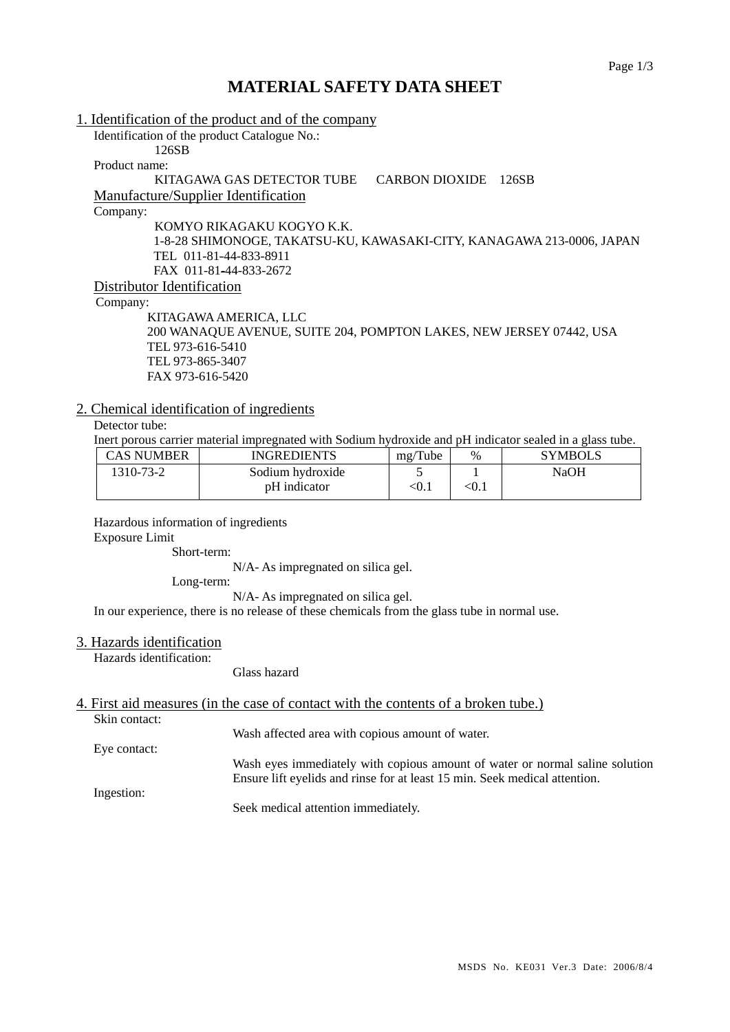# MATERIAL SAFETY DATA SHEET

## 1. Identification of the product and of the company

Identification of the product Catalogue No.:

126SB

Product name:

KITAGAWA GAS DETECTOR TUBE CARBON DIOXIDE 126SB

### Manufacture/Supplier Identification

Company:

KOMYO RIKAGAKU KOGYO K.K.
1-8-28 SHIMONOGE, TAKATSU-KU, KAWASAKI-CITY, KANAGAWA 213-0006, JAPAN
TEL 011-81-44-833-8911
FAX 011-81-44-833-2672

### Distributor Identification

Company:

KITAGAWA AMERICA, LLC
200 WANAQUE AVENUE, SUITE 204, POMPTON LAKES, NEW JERSEY 07442, USA
TEL 973-616-5410
TEL 973-865-3407
FAX 973-616-5420

## 2. Chemical identification of ingredients

Detector tube:

Inert porous carrier material impregnated with Sodium hydroxide and pH indicator sealed in a glass tube.

| CAS NUMBER | INGREDIENTS | mg/Tube | % | SYMBOLS |
|---|---|---|---|---|
| 1310-73-2 | Sodium hydroxide | 5 | 1 | NaOH |
| | pH indicator | <0.1 | <0.1 | |

Hazardous information of ingredients

Exposure Limit

Short-term:

N/A- As impregnated on silica gel.

Long-term:

N/A- As impregnated on silica gel.

In our experience, there is no release of these chemicals from the glass tube in normal use.

## 3. Hazards identification

Hazards identification:

Glass hazard

## 4. First aid measures (in the case of contact with the contents of a broken tube.)

Skin contact:

Wash affected area with copious amount of water.

Eye contact:

Wash eyes immediately with copious amount of water or normal saline solution Ensure lift eyelids and rinse for at least 15 min. Seek medical attention.

Ingestion:

Seek medical attention immediately.

MSDS No. KE031 Ver.3 Date: 2006/8/4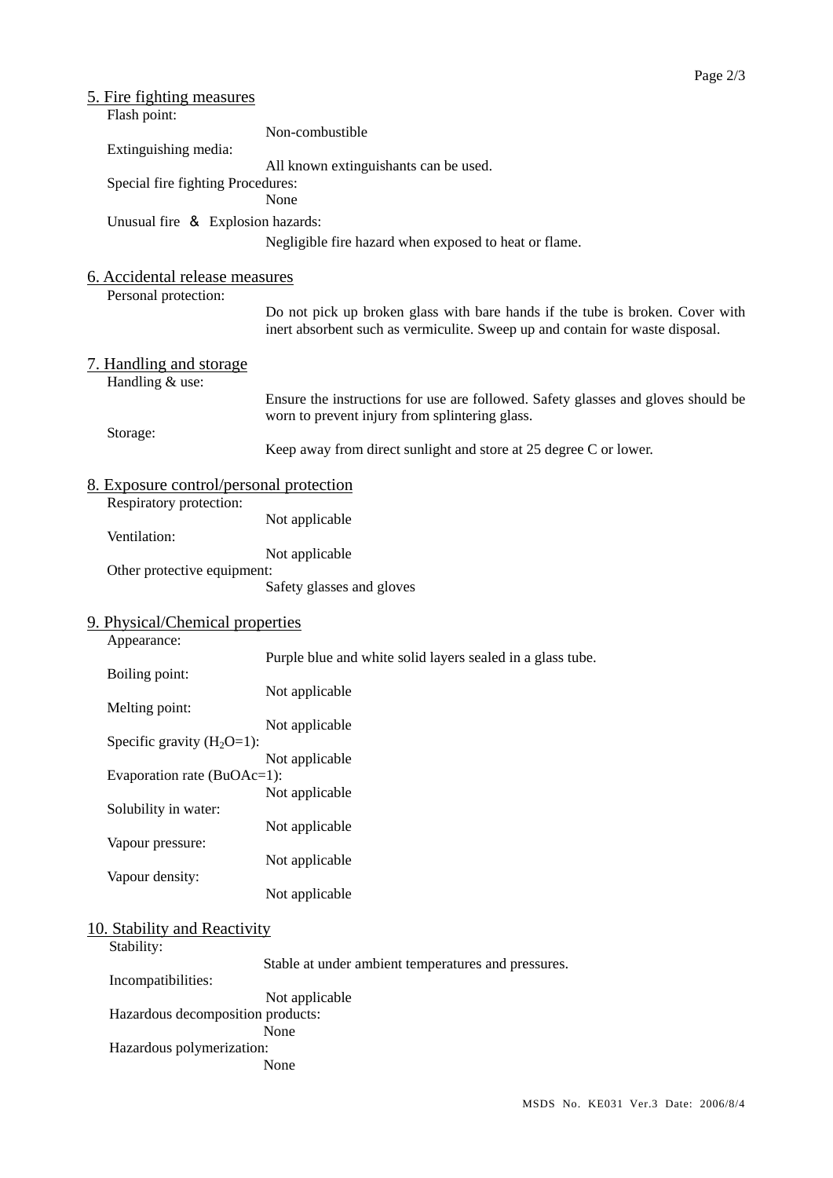## 5. Fire fighting measures

Flash point:

Non-combustible

Extinguishing media:

All known extinguishants can be used.

Special fire fighting Procedures:

None

Unusual fire ＆ Explosion hazards:

Negligible fire hazard when exposed to heat or flame.

## 6. Accidental release measures

Personal protection:

Do not pick up broken glass with bare hands if the tube is broken. Cover with inert absorbent such as vermiculite. Sweep up and contain for waste disposal.

## 7. Handling and storage

Handling & use:

Ensure the instructions for use are followed. Safety glasses and gloves should be worn to prevent injury from splintering glass.

Storage:

Keep away from direct sunlight and store at 25 degree C or lower.

## 8. Exposure control/personal protection

Respiratory protection:

Not applicable

Ventilation:

Not applicable

Other protective equipment:

Safety glasses and gloves

## 9. Physical/Chemical properties

Appearance:

Purple blue and white solid layers sealed in a glass tube.

Boiling point:

Not applicable

Melting point:

Not applicable

Specific gravity ($H_2O$=1):

Not applicable

Evaporation rate (BuOAc=1):

Not applicable

Solubility in water:

Not applicable

Vapour pressure:

Not applicable

Vapour density:

Not applicable

## 10. Stability and Reactivity

Stability:

Stable at under ambient temperatures and pressures.

Incompatibilities:

Not applicable

Hazardous decomposition products:

None

Hazardous polymerization:

None

MSDS No. KE031 Ver.3 Date: 2006/8/4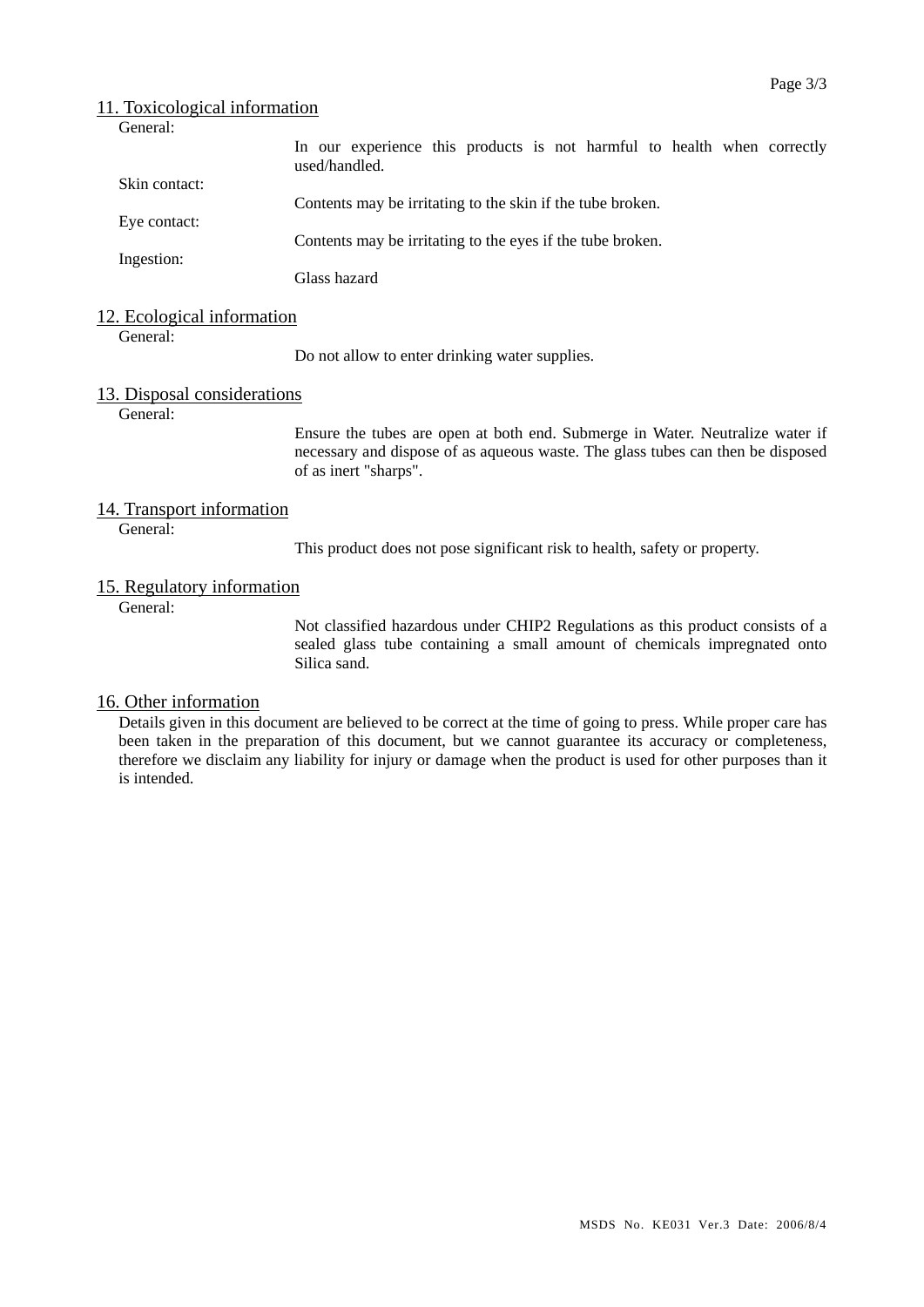## 11. Toxicological information

General:

In our experience this products is not harmful to health when correctly used/handled.

Skin contact:

Contents may be irritating to the skin if the tube broken.

Eye contact:

Contents may be irritating to the eyes if the tube broken.

Ingestion:

Glass hazard

## 12. Ecological information

General:

Do not allow to enter drinking water supplies.

## 13. Disposal considerations

General:

Ensure the tubes are open at both end. Submerge in Water. Neutralize water if necessary and dispose of as aqueous waste. The glass tubes can then be disposed of as inert "sharps".

## 14. Transport information

General:

This product does not pose significant risk to health, safety or property.

## 15. Regulatory information

General:

Not classified hazardous under CHIP2 Regulations as this product consists of a sealed glass tube containing a small amount of chemicals impregnated onto Silica sand.

## 16. Other information

Details given in this document are believed to be correct at the time of going to press. While proper care has been taken in the preparation of this document, but we cannot guarantee its accuracy or completeness, therefore we disclaim any liability for injury or damage when the product is used for other purposes than it is intended.

MSDS No. KE031 Ver.3 Date: 2006/8/4